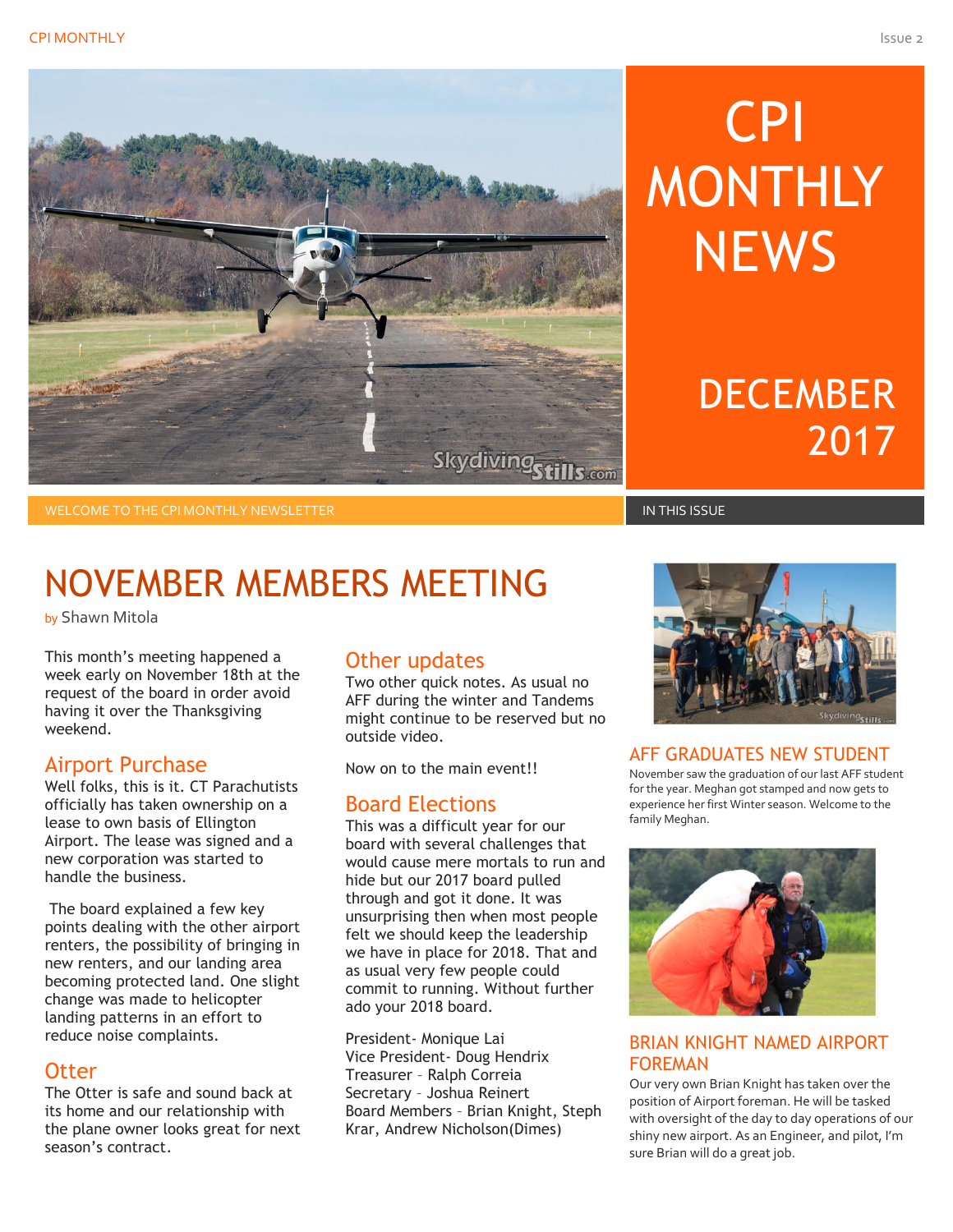# CPI MONTHLY NEWS

DECEMBER 2017

WELCOME TO THE CPI MONTHLY NEWSLETTER

IN THIS ISSUE

## NOVEMBER MEMBERS MEETING

by Shawn Mitola

This month's meeting happened a week early on November 18th at the request of the board in order avoid having it over the Thanksgiving weekend.

### Airport Purchase

Well folks, this is it. CT Parachutists officially has taken ownership on a lease to own basis of Ellington Airport. The lease was signed and a new corporation was started to handle the business.

The board explained a few key points dealing with the other airport renters, the possibility of bringing in new renters, and our landing area becoming protected land. One slight change was made to helicopter landing patterns in an effort to reduce noise complaints.

### Otter

The Otter is safe and sound back at its home and our relationship with the plane owner looks great for next season's contract.

### Other updates

Two other quick notes. As usual no AFF during the winter and Tandems might continue to be reserved but no outside video.

Now on to the main event!!

### Board Elections

This was a difficult year for our board with several challenges that would cause mere mortals to run and hide but our 2017 board pulled through and got it done. It was unsurprising then when most people felt we should keep the leadership we have in place for 2018. That and as usual very few people could commit to running. Without further ado your 2018 board.

President- Monique Lai
Vice President- Doug Hendrix
Treasurer – Ralph Correia
Secretary – Joshua Reinert
Board Members – Brian Knight, Steph Krar, Andrew Nicholson(Dimes)

## AFF GRADUATES NEW STUDENT

November saw the graduation of our last AFF student for the year. Meghan got stamped and now gets to experience her first Winter season. Welcome to the family Meghan.

## BRIAN KNIGHT NAMED AIRPORT FOREMAN

Our very own Brian Knight has taken over the position of Airport foreman. He will be tasked with oversight of the day to day operations of our shiny new airport. As an Engineer, and pilot, I'm sure Brian will do a great job.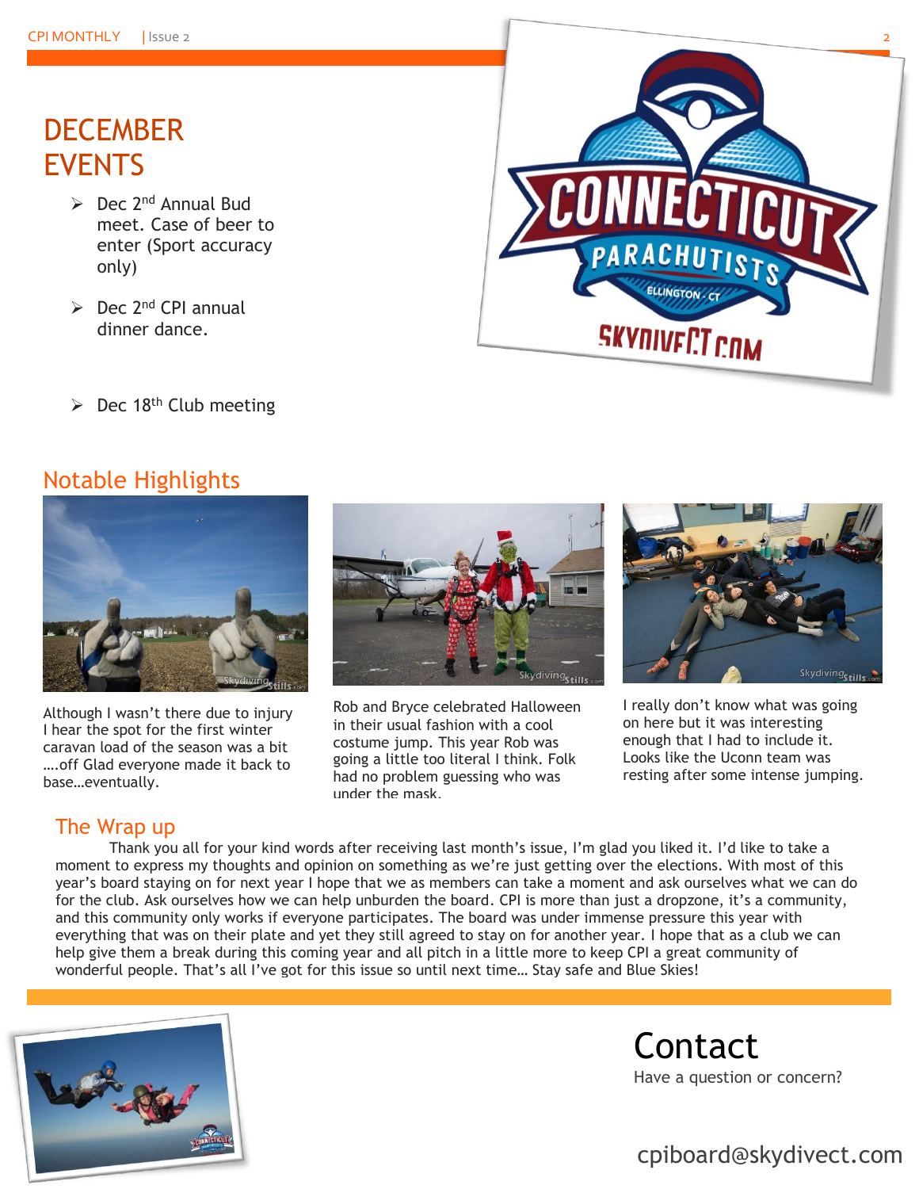# DECEMBER EVENTS

- Dec 2nd Annual Bud meet. Case of beer to enter (Sport accuracy only)
- Dec 2nd CPI annual dinner dance.
- Dec 18th Club meeting

## Notable Highlights

Although I wasn't there due to injury I hear the spot for the first winter caravan load of the season was a bit ….off Glad everyone made it back to base…eventually.

Rob and Bryce celebrated Halloween in their usual fashion with a cool costume jump. This year Rob was going a little too literal I think. Folk had no problem guessing who was under the mask.

I really don't know what was going on here but it was interesting enough that I had to include it. Looks like the Uconn team was resting after some intense jumping.

## The Wrap up

Thank you all for your kind words after receiving last month's issue, I'm glad you liked it. I'd like to take a moment to express my thoughts and opinion on something as we're just getting over the elections. With most of this year's board staying on for next year I hope that we as members can take a moment and ask ourselves what we can do for the club. Ask ourselves how we can help unburden the board. CPI is more than just a dropzone, it's a community, and this community only works if everyone participates. The board was under immense pressure this year with everything that was on their plate and yet they still agreed to stay on for another year. I hope that as a club we can help give them a break during this coming year and all pitch in a little more to keep CPI a great community of wonderful people. That's all I've got for this issue so until next time… Stay safe and Blue Skies!

## Contact

Have a question or concern?

cpiboard@skydivect.com